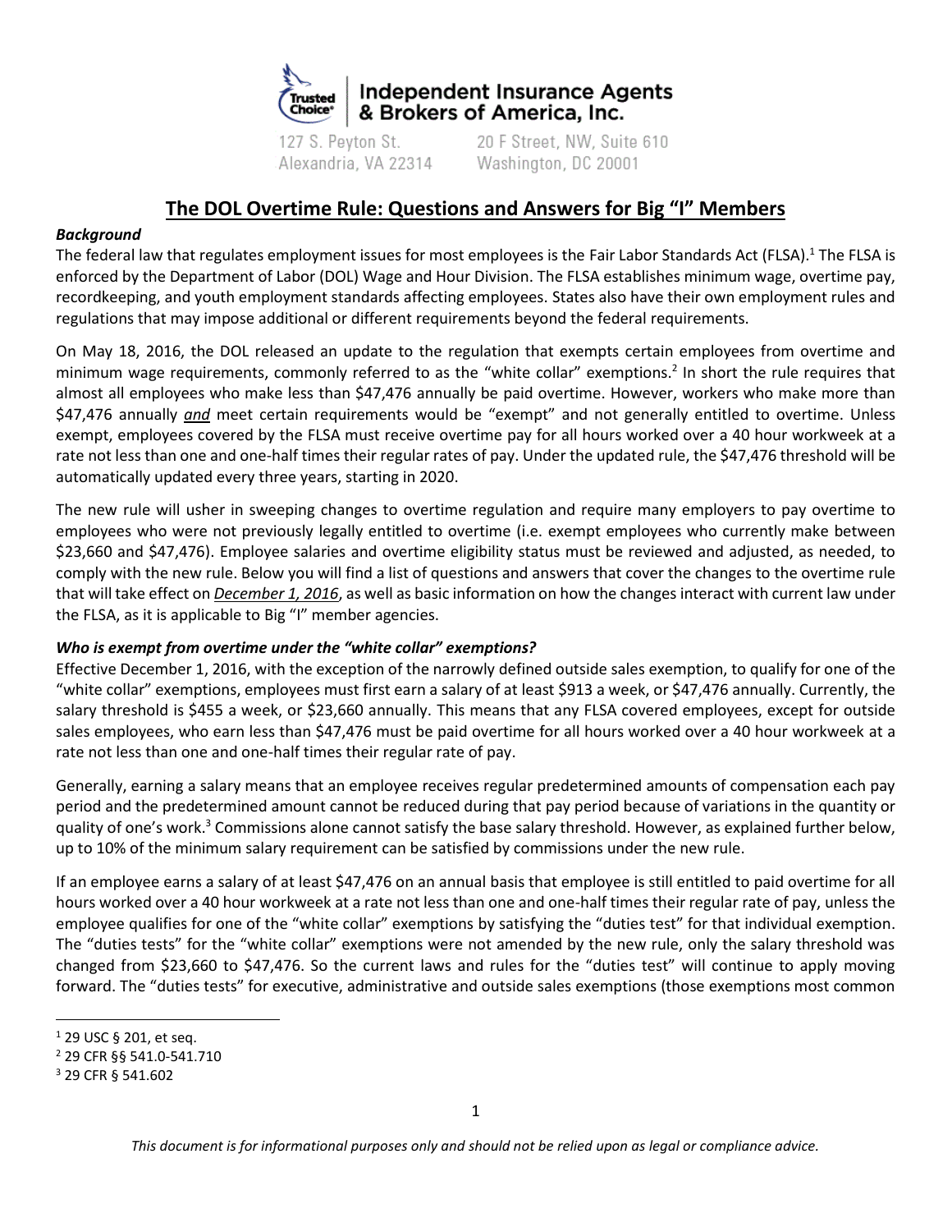Independent Insurance Agents & Brokers of America, Inc.

127 S. Peyton St.
Alexandria, VA 22314

20 F Street, NW, Suite 610
Washington, DC 20001

# The DOL Overtime Rule: Questions and Answers for Big "I" Members

***Background***

The federal law that regulates employment issues for most employees is the Fair Labor Standards Act (FLSA).[1] The FLSA is enforced by the Department of Labor (DOL) Wage and Hour Division. The FLSA establishes minimum wage, overtime pay, recordkeeping, and youth employment standards affecting employees. States also have their own employment rules and regulations that may impose additional or different requirements beyond the federal requirements.

On May 18, 2016, the DOL released an update to the regulation that exempts certain employees from overtime and minimum wage requirements, commonly referred to as the "white collar" exemptions.[2] In short the rule requires that almost all employees who make less than $47,476 annually be paid overtime. However, workers who make more than $47,476 annually ***and*** meet certain requirements would be "exempt" and not generally entitled to overtime. Unless exempt, employees covered by the FLSA must receive overtime pay for all hours worked over a 40 hour workweek at a rate not less than one and one-half times their regular rates of pay. Under the updated rule, the $47,476 threshold will be automatically updated every three years, starting in 2020.

The new rule will usher in sweeping changes to overtime regulation and require many employers to pay overtime to employees who were not previously legally entitled to overtime (i.e. exempt employees who currently make between $23,660 and $47,476). Employee salaries and overtime eligibility status must be reviewed and adjusted, as needed, to comply with the new rule. Below you will find a list of questions and answers that cover the changes to the overtime rule that will take effect on ***December 1, 2016***, as well as basic information on how the changes interact with current law under the FLSA, as it is applicable to Big "I" member agencies.

***Who is exempt from overtime under the "white collar" exemptions?***

Effective December 1, 2016, with the exception of the narrowly defined outside sales exemption, to qualify for one of the "white collar" exemptions, employees must first earn a salary of at least $913 a week, or $47,476 annually. Currently, the salary threshold is $455 a week, or $23,660 annually. This means that any FLSA covered employees, except for outside sales employees, who earn less than $47,476 must be paid overtime for all hours worked over a 40 hour workweek at a rate not less than one and one-half times their regular rate of pay.

Generally, earning a salary means that an employee receives regular predetermined amounts of compensation each pay period and the predetermined amount cannot be reduced during that pay period because of variations in the quantity or quality of one's work.[3] Commissions alone cannot satisfy the base salary threshold. However, as explained further below, up to 10% of the minimum salary requirement can be satisfied by commissions under the new rule.

If an employee earns a salary of at least $47,476 on an annual basis that employee is still entitled to paid overtime for all hours worked over a 40 hour workweek at a rate not less than one and one-half times their regular rate of pay, unless the employee qualifies for one of the "white collar" exemptions by satisfying the "duties test" for that individual exemption. The "duties tests" for the "white collar" exemptions were not amended by the new rule, only the salary threshold was changed from $23,660 to $47,476. So the current laws and rules for the "duties test" will continue to apply moving forward. The "duties tests" for executive, administrative and outside sales exemptions (those exemptions most common

[1] 29 USC § 201, et seq.

[2] 29 CFR §§ 541.0-541.710

[3] 29 CFR § 541.602

*This document is for informational purposes only and should not be relied upon as legal or compliance advice.*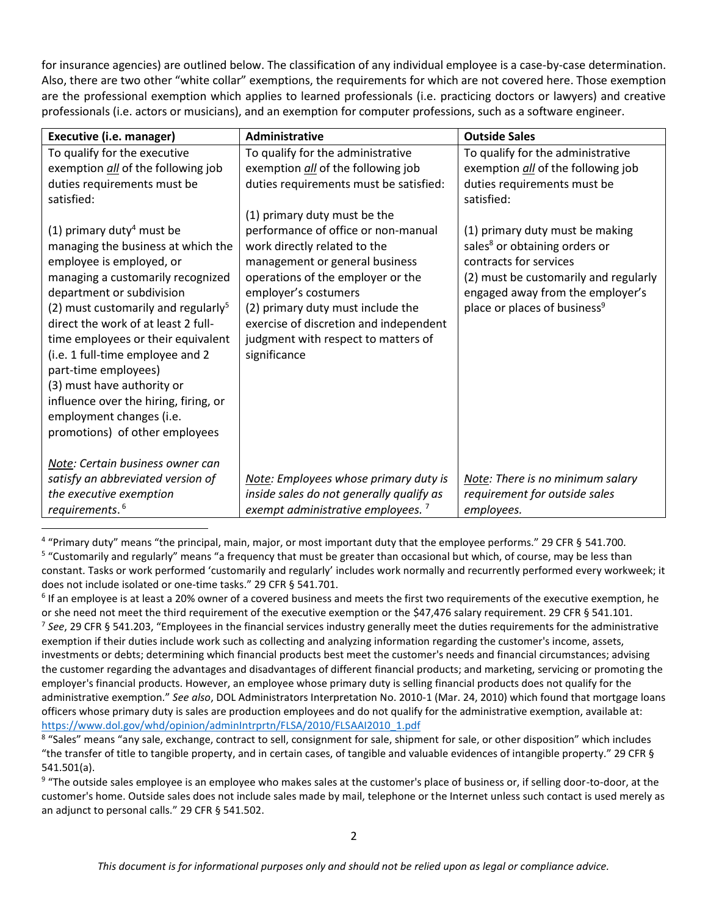for insurance agencies) are outlined below. The classification of any individual employee is a case-by-case determination. Also, there are two other "white collar" exemptions, the requirements for which are not covered here. Those exemption are the professional exemption which applies to learned professionals (i.e. practicing doctors or lawyers) and creative professionals (i.e. actors or musicians), and an exemption for computer professions, such as a software engineer.

| Executive (i.e. manager) | Administrative | Outside Sales |
|---|---|---|
| To qualify for the executive exemption *all* of the following job duties requirements must be satisfied:<br><br>(1) primary duty[4] must be managing the business at which the employee is employed, or managing a customarily recognized department or subdivision<br>(2) must customarily and regularly[5] direct the work of at least 2 full-time employees or their equivalent (i.e. 1 full-time employee and 2 part-time employees)<br>(3) must have authority or influence over the hiring, firing, or employment changes (i.e. promotions) of other employees<br><br>*Note: Certain business owner can satisfy an abbreviated version of the executive exemption requirements.*[6] | To qualify for the administrative exemption *all* of the following job duties requirements must be satisfied:<br><br>(1) primary duty must be the performance of office or non-manual work directly related to the management or general business operations of the employer or the employer's costumers<br>(2) primary duty must include the exercise of discretion and independent judgment with respect to matters of significance<br><br>*Note: Employees whose primary duty is inside sales do not generally qualify as exempt administrative employees.*[7] | To qualify for the administrative exemption *all* of the following job duties requirements must be satisfied:<br><br>(1) primary duty must be making sales[8] or obtaining orders or contracts for services<br>(2) must be customarily and regularly engaged away from the employer's place or places of business[9]<br><br>*Note: There is no minimum salary requirement for outside sales employees.* |

[4] "Primary duty" means "the principal, main, major, or most important duty that the employee performs." 29 CFR § 541.700.

[5] "Customarily and regularly" means "a frequency that must be greater than occasional but which, of course, may be less than constant. Tasks or work performed 'customarily and regularly' includes work normally and recurrently performed every workweek; it does not include isolated or one-time tasks." 29 CFR § 541.701.

[6] If an employee is at least a 20% owner of a covered business and meets the first two requirements of the executive exemption, he or she need not meet the third requirement of the executive exemption or the $47,476 salary requirement. 29 CFR § 541.101.

[7] *See*, 29 CFR § 541.203, "Employees in the financial services industry generally meet the duties requirements for the administrative exemption if their duties include work such as collecting and analyzing information regarding the customer's income, assets, investments or debts; determining which financial products best meet the customer's needs and financial circumstances; advising the customer regarding the advantages and disadvantages of different financial products; and marketing, servicing or promoting the employer's financial products. However, an employee whose primary duty is selling financial products does not qualify for the administrative exemption." *See also*, DOL Administrators Interpretation No. 2010-1 (Mar. 24, 2010) which found that mortgage loans officers whose primary duty is sales are production employees and do not qualify for the administrative exemption, available at: https://www.dol.gov/whd/opinion/adminIntrprtn/FLSA/2010/FLSAAI2010_1.pdf

[8] "Sales" means "any sale, exchange, contract to sell, consignment for sale, shipment for sale, or other disposition" which includes "the transfer of title to tangible property, and in certain cases, of tangible and valuable evidences of intangible property." 29 CFR § 541.501(a).

[9] "The outside sales employee is an employee who makes sales at the customer's place of business or, if selling door-to-door, at the customer's home. Outside sales does not include sales made by mail, telephone or the Internet unless such contact is used merely as an adjunct to personal calls." 29 CFR § 541.502.

*This document is for informational purposes only and should not be relied upon as legal or compliance advice.*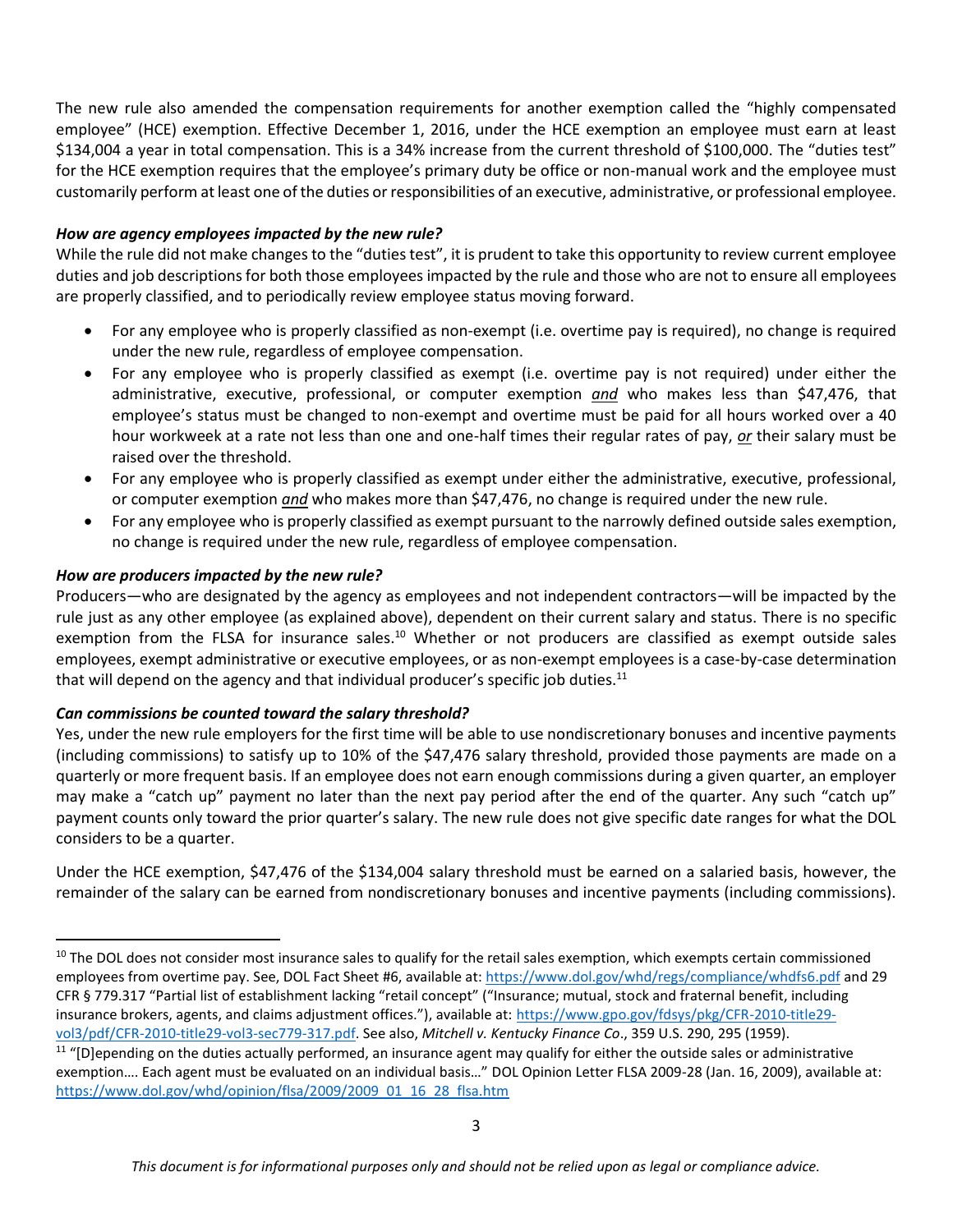The new rule also amended the compensation requirements for another exemption called the "highly compensated employee" (HCE) exemption. Effective December 1, 2016, under the HCE exemption an employee must earn at least $134,004 a year in total compensation. This is a 34% increase from the current threshold of $100,000. The "duties test" for the HCE exemption requires that the employee's primary duty be office or non-manual work and the employee must customarily perform at least one of the duties or responsibilities of an executive, administrative, or professional employee.

***How are agency employees impacted by the new rule?***

While the rule did not make changes to the "duties test", it is prudent to take this opportunity to review current employee duties and job descriptions for both those employees impacted by the rule and those who are not to ensure all employees are properly classified, and to periodically review employee status moving forward.

- For any employee who is properly classified as non-exempt (i.e. overtime pay is required), no change is required under the new rule, regardless of employee compensation.
- For any employee who is properly classified as exempt (i.e. overtime pay is not required) under either the administrative, executive, professional, or computer exemption ***and*** who makes less than $47,476, that employee's status must be changed to non-exempt and overtime must be paid for all hours worked over a 40 hour workweek at a rate not less than one and one-half times their regular rates of pay, ***or*** their salary must be raised over the threshold.
- For any employee who is properly classified as exempt under either the administrative, executive, professional, or computer exemption ***and*** who makes more than $47,476, no change is required under the new rule.
- For any employee who is properly classified as exempt pursuant to the narrowly defined outside sales exemption, no change is required under the new rule, regardless of employee compensation.

***How are producers impacted by the new rule?***

Producers—who are designated by the agency as employees and not independent contractors—will be impacted by the rule just as any other employee (as explained above), dependent on their current salary and status. There is no specific exemption from the FLSA for insurance sales.[10] Whether or not producers are classified as exempt outside sales employees, exempt administrative or executive employees, or as non-exempt employees is a case-by-case determination that will depend on the agency and that individual producer's specific job duties.[11]

***Can commissions be counted toward the salary threshold?***

Yes, under the new rule employers for the first time will be able to use nondiscretionary bonuses and incentive payments (including commissions) to satisfy up to 10% of the $47,476 salary threshold, provided those payments are made on a quarterly or more frequent basis. If an employee does not earn enough commissions during a given quarter, an employer may make a "catch up" payment no later than the next pay period after the end of the quarter. Any such "catch up" payment counts only toward the prior quarter's salary. The new rule does not give specific date ranges for what the DOL considers to be a quarter.

Under the HCE exemption, $47,476 of the $134,004 salary threshold must be earned on a salaried basis, however, the remainder of the salary can be earned from nondiscretionary bonuses and incentive payments (including commissions).

---

[10] The DOL does not consider most insurance sales to qualify for the retail sales exemption, which exempts certain commissioned employees from overtime pay. See, DOL Fact Sheet #6, available at: https://www.dol.gov/whd/regs/compliance/whdfs6.pdf and 29 CFR § 779.317 "Partial list of establishment lacking "retail concept" ("Insurance; mutual, stock and fraternal benefit, including insurance brokers, agents, and claims adjustment offices."), available at: https://www.gpo.gov/fdsys/pkg/CFR-2010-title29-vol3/pdf/CFR-2010-title29-vol3-sec779-317.pdf. See also, *Mitchell v. Kentucky Finance Co*., 359 U.S. 290, 295 (1959).

[11] "[D]epending on the duties actually performed, an insurance agent may qualify for either the outside sales or administrative exemption…. Each agent must be evaluated on an individual basis…" DOL Opinion Letter FLSA 2009-28 (Jan. 16, 2009), available at: https://www.dol.gov/whd/opinion/flsa/2009/2009_01_16_28_flsa.htm

*This document is for informational purposes only and should not be relied upon as legal or compliance advice.*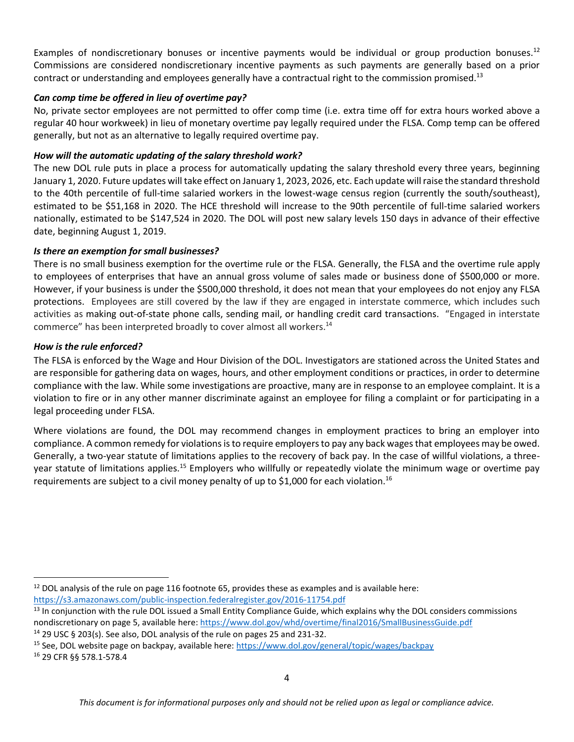Examples of nondiscretionary bonuses or incentive payments would be individual or group production bonuses.[12] Commissions are considered nondiscretionary incentive payments as such payments are generally based on a prior contract or understanding and employees generally have a contractual right to the commission promised.[13]

### *Can comp time be offered in lieu of overtime pay?*

No, private sector employees are not permitted to offer comp time (i.e. extra time off for extra hours worked above a regular 40 hour workweek) in lieu of monetary overtime pay legally required under the FLSA. Comp temp can be offered generally, but not as an alternative to legally required overtime pay.

### *How will the automatic updating of the salary threshold work?*

The new DOL rule puts in place a process for automatically updating the salary threshold every three years, beginning January 1, 2020. Future updates will take effect on January 1, 2023, 2026, etc. Each update will raise the standard threshold to the 40th percentile of full-time salaried workers in the lowest-wage census region (currently the south/southeast), estimated to be $51,168 in 2020. The HCE threshold will increase to the 90th percentile of full-time salaried workers nationally, estimated to be $147,524 in 2020. The DOL will post new salary levels 150 days in advance of their effective date, beginning August 1, 2019.

### *Is there an exemption for small businesses?*

There is no small business exemption for the overtime rule or the FLSA. Generally, the FLSA and the overtime rule apply to employees of enterprises that have an annual gross volume of sales made or business done of $500,000 or more. However, if your business is under the $500,000 threshold, it does not mean that your employees do not enjoy any FLSA protections. Employees are still covered by the law if they are engaged in interstate commerce, which includes such activities as making out-of-state phone calls, sending mail, or handling credit card transactions. "Engaged in interstate commerce" has been interpreted broadly to cover almost all workers.[14]

### *How is the rule enforced?*

The FLSA is enforced by the Wage and Hour Division of the DOL. Investigators are stationed across the United States and are responsible for gathering data on wages, hours, and other employment conditions or practices, in order to determine compliance with the law. While some investigations are proactive, many are in response to an employee complaint. It is a violation to fire or in any other manner discriminate against an employee for filing a complaint or for participating in a legal proceeding under FLSA.

Where violations are found, the DOL may recommend changes in employment practices to bring an employer into compliance. A common remedy for violations is to require employers to pay any back wages that employees may be owed. Generally, a two-year statute of limitations applies to the recovery of back pay. In the case of willful violations, a three-year statute of limitations applies.[15] Employers who willfully or repeatedly violate the minimum wage or overtime pay requirements are subject to a civil money penalty of up to $1,000 for each violation.[16]

---

[12] DOL analysis of the rule on page 116 footnote 65, provides these as examples and is available here: https://s3.amazonaws.com/public-inspection.federalregister.gov/2016-11754.pdf

[13] In conjunction with the rule DOL issued a Small Entity Compliance Guide, which explains why the DOL considers commissions nondiscretionary on page 5, available here: https://www.dol.gov/whd/overtime/final2016/SmallBusinessGuide.pdf

[14] 29 USC § 203(s). See also, DOL analysis of the rule on pages 25 and 231-32.

[15] See, DOL website page on backpay, available here: https://www.dol.gov/general/topic/wages/backpay

[16] 29 CFR §§ 578.1-578.4

*This document is for informational purposes only and should not be relied upon as legal or compliance advice.*